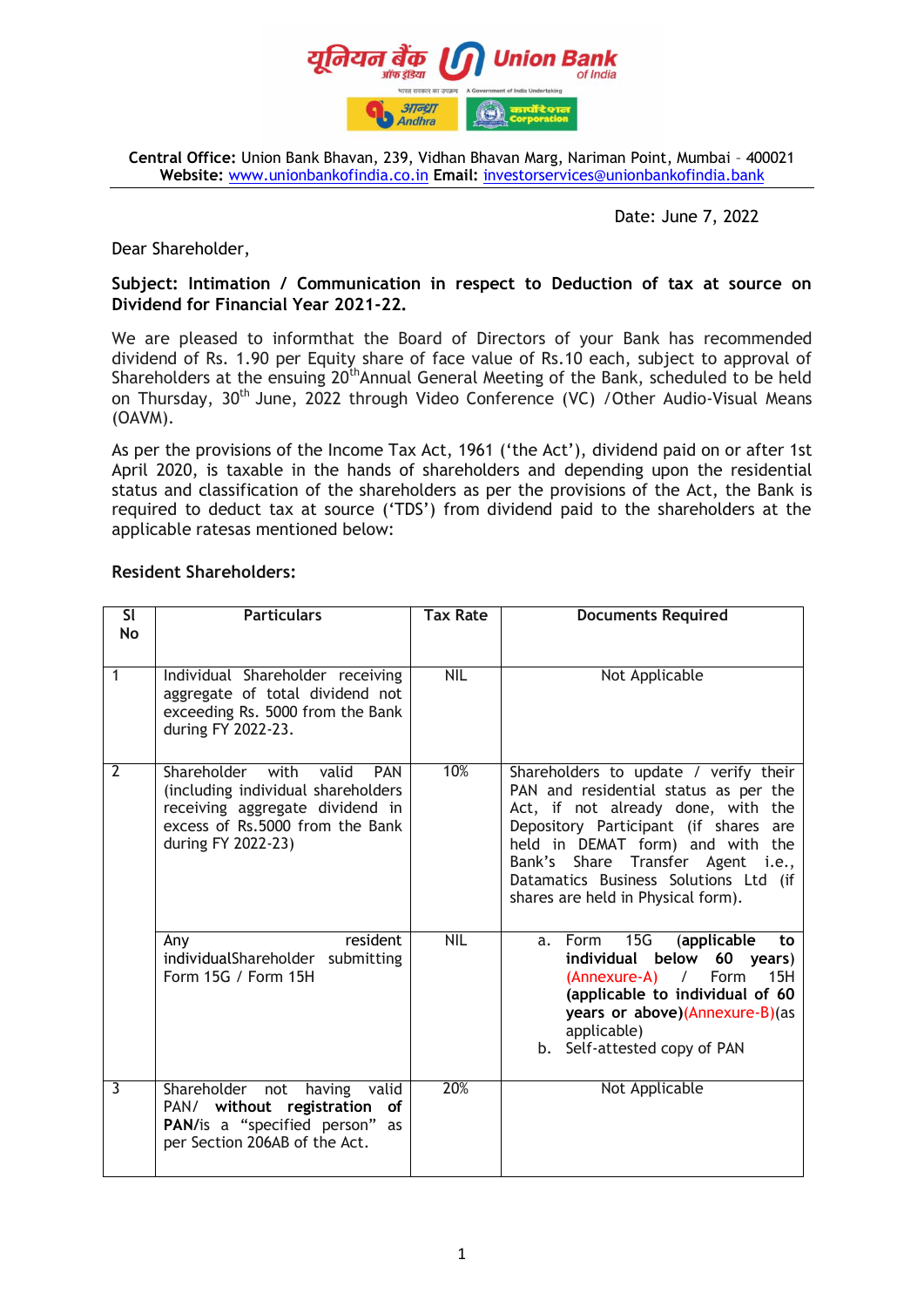Central Office: Union Bank Bhavan, 239, Vidhan Bhavan Marg, Nariman Point, Mumbai – 400021
**Website:** www.unionbankofindia.co.in **Email:** investorservices@unionbankofindia.bank

Date: June 7, 2022

Dear Shareholder,

**Subject: Intimation / Communication in respect to Deduction of tax at source on Dividend for Financial Year 2021-22.**

We are pleased to informthat the Board of Directors of your Bank has recommended dividend of Rs. 1.90 per Equity share of face value of Rs.10 each, subject to approval of Shareholders at the ensuing 20th Annual General Meeting of the Bank, scheduled to be held on Thursday, 30th June, 2022 through Video Conference (VC) /Other Audio-Visual Means (OAVM).

As per the provisions of the Income Tax Act, 1961 ('the Act'), dividend paid on or after 1st April 2020, is taxable in the hands of shareholders and depending upon the residential status and classification of the shareholders as per the provisions of the Act, the Bank is required to deduct tax at source ('TDS') from dividend paid to the shareholders at the applicable ratesas mentioned below:

**Resident Shareholders:**

| Sl No | Particulars | Tax Rate | Documents Required |
|---|---|---|---|
| 1 | Individual Shareholder receiving aggregate of total dividend not exceeding Rs. 5000 from the Bank during FY 2022-23. | NIL | Not Applicable |
| 2 | Shareholder with valid PAN (including individual shareholders receiving aggregate dividend in excess of Rs.5000 from the Bank during FY 2022-23) | 10% | Shareholders to update / verify their PAN and residential status as per the Act, if not already done, with the Depository Participant (if shares are held in DEMAT form) and with the Bank's Share Transfer Agent i.e., Datamatics Business Solutions Ltd (if shares are held in Physical form). |
| | Any resident individualShareholder submitting Form 15G / Form 15H | NIL | a. Form 15G **(applicable to individual below 60 years)** (Annexure-A) / Form 15H **(applicable to individual of 60 years or above)**(Annexure-B)(as applicable)<br>b. Self-attested copy of PAN |
| 3 | Shareholder not having valid PAN/ **without registration of PAN**/is a "specified person" as per Section 206AB of the Act. | 20% | Not Applicable |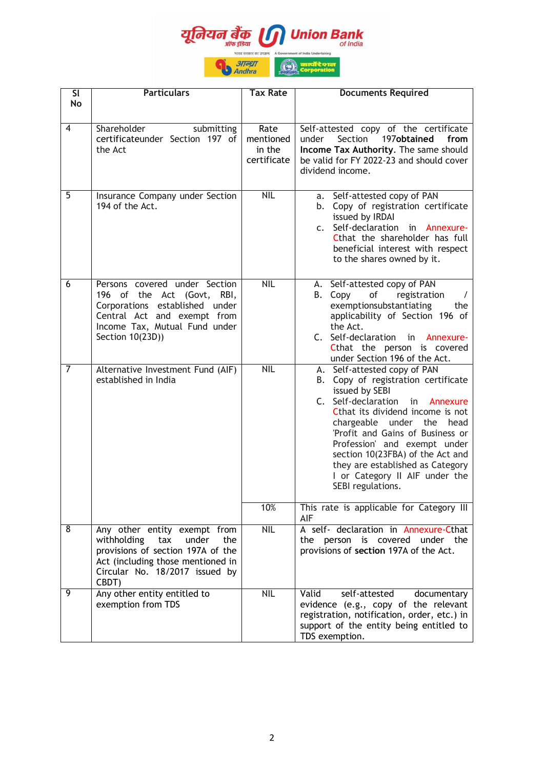| Sl No | Particulars | Tax Rate | Documents Required |
|---|---|---|---|
| 4 | Shareholder submitting certificateunder Section 197 of the Act | Rate mentioned in the certificate | Self-attested copy of the certificate under Section 197**obtained from Income Tax Authority**. The same should be valid for FY 2022-23 and should cover dividend income. |
| 5 | Insurance Company under Section 194 of the Act. | NIL | a. Self-attested copy of PAN<br>b. Copy of registration certificate issued by IRDAI<br>c. Self-declaration in Annexure-Cthat the shareholder has full beneficial interest with respect to the shares owned by it. |
| 6 | Persons covered under Section 196 of the Act (Govt, RBI, Corporations established under Central Act and exempt from Income Tax, Mutual Fund under Section 10(23D)) | NIL | A. Self-attested copy of PAN<br>B. Copy of registration / exemptionsubstantiating the applicability of Section 196 of the Act.<br>C. Self-declaration in Annexure-Cthat the person is covered under Section 196 of the Act. |
| 7 | Alternative Investment Fund (AIF) established in India | NIL | A. Self-attested copy of PAN<br>B. Copy of registration certificate issued by SEBI<br>C. Self-declaration in Annexure Cthat its dividend income is not chargeable under the head 'Profit and Gains of Business or Profession' and exempt under section 10(23FBA) of the Act and they are established as Category I or Category II AIF under the SEBI regulations. |
| | | 10% | This rate is applicable for Category III AIF |
| 8 | Any other entity exempt from withholding tax under the provisions of section 197A of the Act (including those mentioned in Circular No. 18/2017 issued by CBDT) | NIL | A self- declaration in Annexure-Cthat the person is covered under the provisions of **section** 197A of the Act. |
| 9 | Any other entity entitled to exemption from TDS | NIL | Valid self-attested documentary evidence (e.g., copy of the relevant registration, notification, order, etc.) in support of the entity being entitled to TDS exemption. |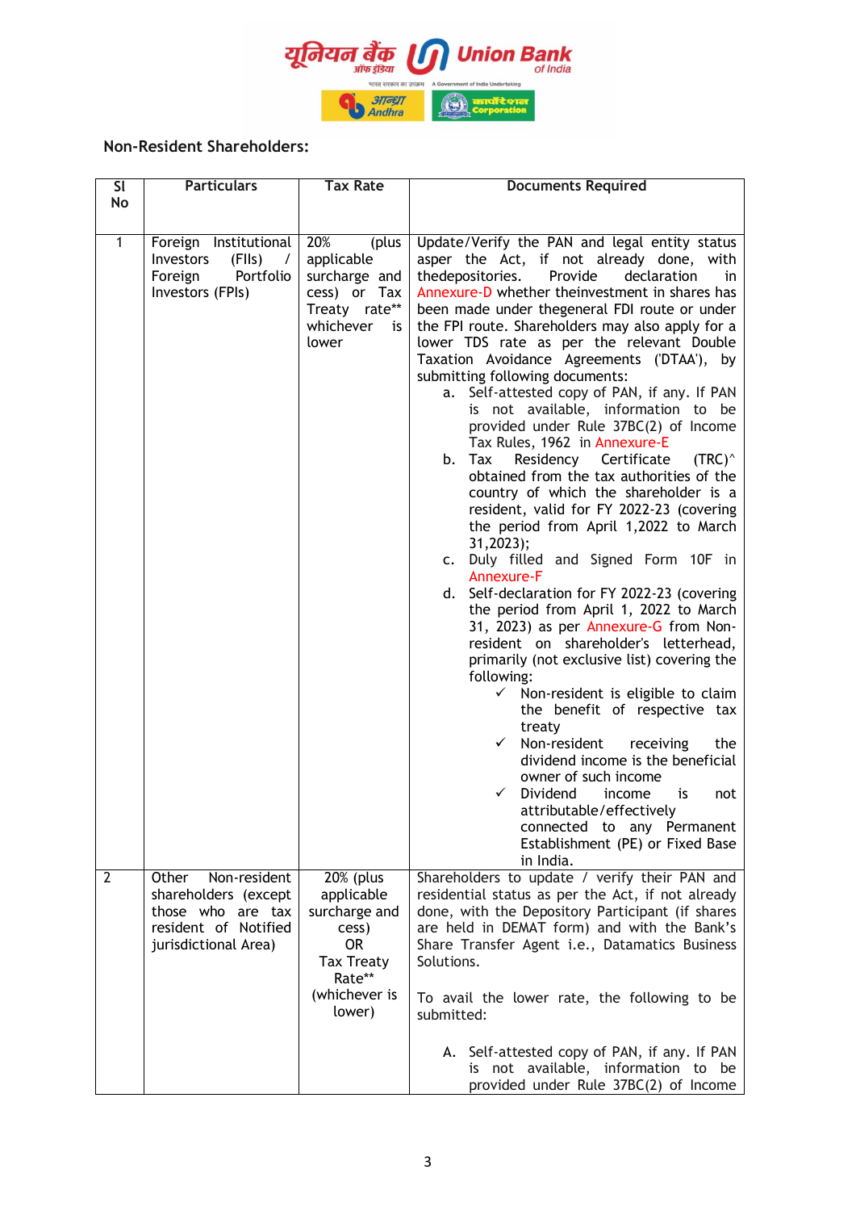Non-Resident Shareholders:

| Sl No | Particulars | Tax Rate | Documents Required |
|---|---|---|---|
| 1 | Foreign Institutional Investors (FIIs) / Foreign Portfolio Investors (FPIs) | 20% (plus applicable surcharge and cess) or Tax Treaty rate** whichever is lower | Update/Verify the PAN and legal entity status asper the Act, if not already done, with thedepositories. Provide declaration in Annexure-D whether theinvestment in shares has been made under thegeneral FDI route or under the FPI route. Shareholders may also apply for a lower TDS rate as per the relevant Double Taxation Avoidance Agreements ('DTAA'), by submitting following documents:<br>a. Self-attested copy of PAN, if any. If PAN is not available, information to be provided under Rule 37BC(2) of Income Tax Rules, 1962 in Annexure-E<br>b. Tax Residency Certificate (TRC)^ obtained from the tax authorities of the country of which the shareholder is a resident, valid for FY 2022-23 (covering the period from April 1,2022 to March 31,2023);<br>c. Duly filled and Signed Form 10F in Annexure-F<br>d. Self-declaration for FY 2022-23 (covering the period from April 1, 2022 to March 31, 2023) as per Annexure-G from Non-resident on shareholder's letterhead, primarily (not exclusive list) covering the following:<br>✓ Non-resident is eligible to claim the benefit of respective tax treaty<br>✓ Non-resident receiving the dividend income is the beneficial owner of such income<br>✓ Dividend income is not attributable/effectively connected to any Permanent Establishment (PE) or Fixed Base in India. |
| 2 | Other Non-resident shareholders (except those who are tax resident of Notified jurisdictional Area) | 20% (plus applicable surcharge and cess) OR Tax Treaty Rate** (whichever is lower) | Shareholders to update / verify their PAN and residential status as per the Act, if not already done, with the Depository Participant (if shares are held in DEMAT form) and with the Bank's Share Transfer Agent i.e., Datamatics Business Solutions.<br><br>To avail the lower rate, the following to be submitted:<br><br>A. Self-attested copy of PAN, if any. If PAN is not available, information to be provided under Rule 37BC(2) of Income |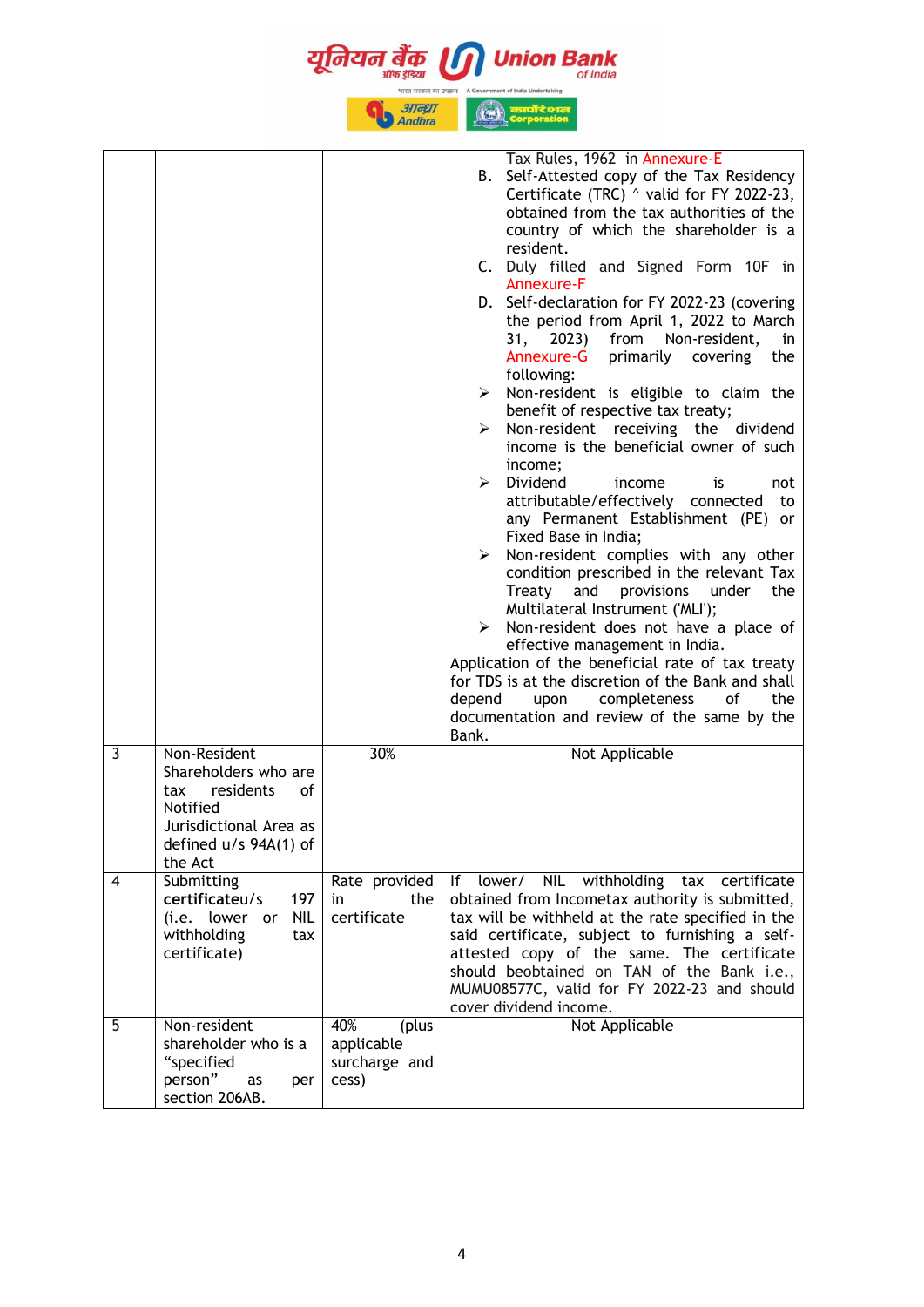| | | | |
|---|---|---|---|
| | | | Tax Rules, 1962 in Annexure-E<br>B. Self-Attested copy of the Tax Residency Certificate (TRC) ^ valid for FY 2022-23, obtained from the tax authorities of the country of which the shareholder is a resident.<br>C. Duly filled and Signed Form 10F in Annexure-F<br>D. Self-declaration for FY 2022-23 (covering the period from April 1, 2022 to March 31, 2023) from Non-resident, in Annexure-G primarily covering the following:<br>➢ Non-resident is eligible to claim the benefit of respective tax treaty;<br>➢ Non-resident receiving the dividend income is the beneficial owner of such income;<br>➢ Dividend income is not attributable/effectively connected to any Permanent Establishment (PE) or Fixed Base in India;<br>➢ Non-resident complies with any other condition prescribed in the relevant Tax Treaty and provisions under the Multilateral Instrument ('MLI');<br>➢ Non-resident does not have a place of effective management in India.<br>Application of the beneficial rate of tax treaty for TDS is at the discretion of the Bank and shall depend upon completeness of the documentation and review of the same by the Bank. |
| 3 | Non-Resident Shareholders who are tax residents of Notified Jurisdictional Area as defined u/s 94A(1) of the Act | 30% | Not Applicable |
| 4 | Submitting **certificate**u/s 197 (i.e. lower or NIL withholding tax certificate) | Rate provided in the certificate | If lower/ NIL withholding tax certificate obtained from Incometax authority is submitted, tax will be withheld at the rate specified in the said certificate, subject to furnishing a self-attested copy of the same. The certificate should beobtained on TAN of the Bank i.e., MUMU08577C, valid for FY 2022-23 and should cover dividend income. |
| 5 | Non-resident shareholder who is a "specified person" as per section 206AB. | 40% (plus applicable surcharge and cess) | Not Applicable |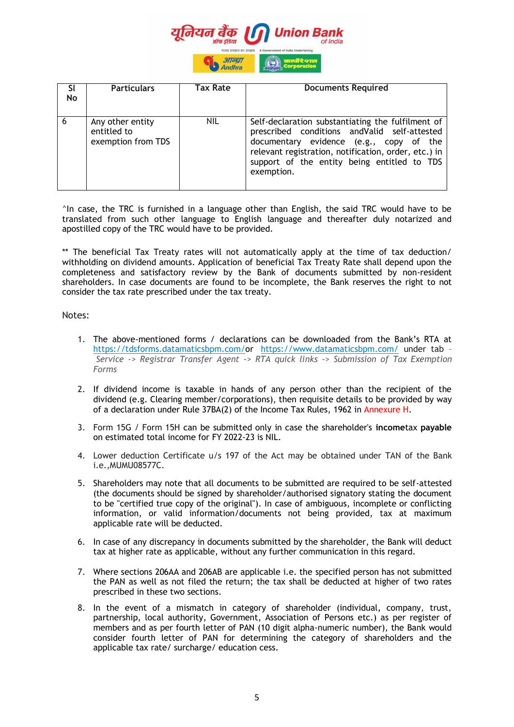| Sl No | Particulars | Tax Rate | Documents Required |
|---|---|---|---|
| 6 | Any other entity entitled to exemption from TDS | NIL | Self-declaration substantiating the fulfilment of prescribed conditions andValid self-attested documentary evidence (e.g., copy of the relevant registration, notification, order, etc.) in support of the entity being entitled to TDS exemption. |

^In case, the TRC is furnished in a language other than English, the said TRC would have to be translated from such other language to English language and thereafter duly notarized and apostilled copy of the TRC would have to be provided.

** The beneficial Tax Treaty rates will not automatically apply at the time of tax deduction/ withholding on dividend amounts. Application of beneficial Tax Treaty Rate shall depend upon the completeness and satisfactory review by the Bank of documents submitted by non-resident shareholders. In case documents are found to be incomplete, the Bank reserves the right to not consider the tax rate prescribed under the tax treaty.

Notes:

1. The above-mentioned forms / declarations can be downloaded from the Bank's RTA at https://tdsforms.datamaticsbpm.com/or https://www.datamaticsbpm.com/ under tab – *Service -> Registrar Transfer Agent -> RTA quick links -> Submission of Tax Exemption Forms*

2. If dividend income is taxable in hands of any person other than the recipient of the dividend (e.g. Clearing member/corporations), then requisite details to be provided by way of a declaration under Rule 37BA(2) of the Income Tax Rules, 1962 in Annexure H.

3. Form 15G / Form 15H can be submitted only in case the shareholder's **income**tax **payable** on estimated total income for FY 2022-23 is NIL.

4. Lower deduction Certificate u/s 197 of the Act may be obtained under TAN of the Bank i.e.,MUMU08577C.

5. Shareholders may note that all documents to be submitted are required to be self-attested (the documents should be signed by shareholder/authorised signatory stating the document to be "certified true copy of the original"). In case of ambiguous, incomplete or conflicting information, or valid information/documents not being provided, tax at maximum applicable rate will be deducted.

6. In case of any discrepancy in documents submitted by the shareholder, the Bank will deduct tax at higher rate as applicable, without any further communication in this regard.

7. Where sections 206AA and 206AB are applicable i.e. the specified person has not submitted the PAN as well as not filed the return; the tax shall be deducted at higher of two rates prescribed in these two sections.

8. In the event of a mismatch in category of shareholder (individual, company, trust, partnership, local authority, Government, Association of Persons etc.) as per register of members and as per fourth letter of PAN (10 digit alpha-numeric number), the Bank would consider fourth letter of PAN for determining the category of shareholders and the applicable tax rate/ surcharge/ education cess.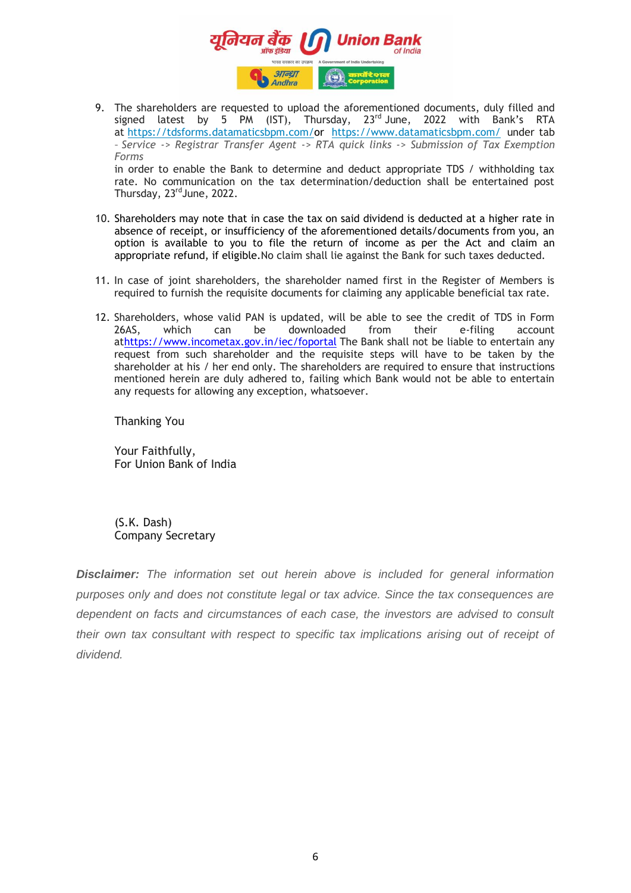9. The shareholders are requested to upload the aforementioned documents, duly filled and signed latest by 5 PM (IST), Thursday, 23rd June, 2022 with Bank's RTA at https://tdsforms.datamaticsbpm.com/or https://www.datamaticsbpm.com/ under tab *- Service -> Registrar Transfer Agent -> RTA quick links -> Submission of Tax Exemption Forms*

   in order to enable the Bank to determine and deduct appropriate TDS / withholding tax rate. No communication on the tax determination/deduction shall be entertained post Thursday, 23rdJune, 2022.

10. Shareholders may note that in case the tax on said dividend is deducted at a higher rate in absence of receipt, or insufficiency of the aforementioned details/documents from you, an option is available to you to file the return of income as per the Act and claim an appropriate refund, if eligible.No claim shall lie against the Bank for such taxes deducted.

11. In case of joint shareholders, the shareholder named first in the Register of Members is required to furnish the requisite documents for claiming any applicable beneficial tax rate.

12. Shareholders, whose valid PAN is updated, will be able to see the credit of TDS in Form 26AS, which can be downloaded from their e-filing account athttps://www.incometax.gov.in/iec/foportal The Bank shall not be liable to entertain any request from such shareholder and the requisite steps will have to be taken by the shareholder at his / her end only. The shareholders are required to ensure that instructions mentioned herein are duly adhered to, failing which Bank would not be able to entertain any requests for allowing any exception, whatsoever.

Thanking You

Your Faithfully,
For Union Bank of India

(S.K. Dash)
Company Secretary

***Disclaimer:*** *The information set out herein above is included for general information purposes only and does not constitute legal or tax advice. Since the tax consequences are dependent on facts and circumstances of each case, the investors are advised to consult their own tax consultant with respect to specific tax implications arising out of receipt of dividend.*